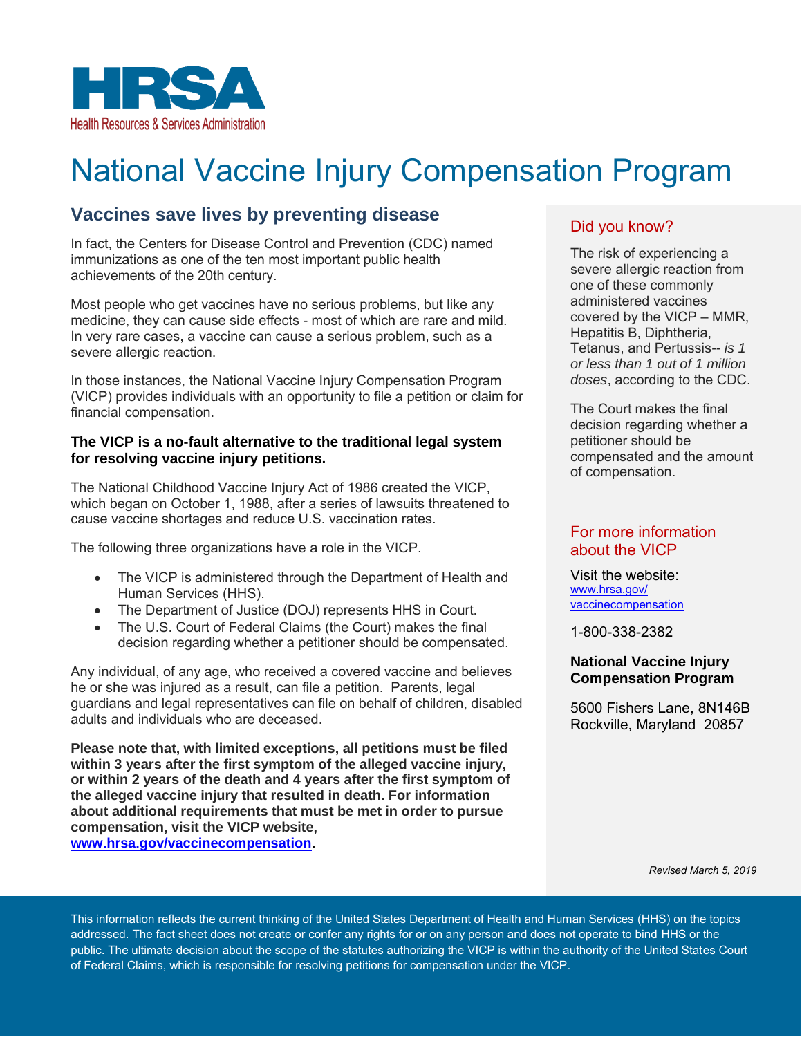HRSA
Health Resources & Services Administration

# National Vaccine Injury Compensation Program

## Vaccines save lives by preventing disease

In fact, the Centers for Disease Control and Prevention (CDC) named immunizations as one of the ten most important public health achievements of the 20th century.

Most people who get vaccines have no serious problems, but like any medicine, they can cause side effects - most of which are rare and mild. In very rare cases, a vaccine can cause a serious problem, such as a severe allergic reaction.

In those instances, the National Vaccine Injury Compensation Program (VICP) provides individuals with an opportunity to file a petition or claim for financial compensation.

**The VICP is a no-fault alternative to the traditional legal system for resolving vaccine injury petitions.**

The National Childhood Vaccine Injury Act of 1986 created the VICP, which began on October 1, 1988, after a series of lawsuits threatened to cause vaccine shortages and reduce U.S. vaccination rates.

The following three organizations have a role in the VICP.

- The VICP is administered through the Department of Health and Human Services (HHS).
- The Department of Justice (DOJ) represents HHS in Court.
- The U.S. Court of Federal Claims (the Court) makes the final decision regarding whether a petitioner should be compensated.

Any individual, of any age, who received a covered vaccine and believes he or she was injured as a result, can file a petition. Parents, legal guardians and legal representatives can file on behalf of children, disabled adults and individuals who are deceased.

**Please note that, with limited exceptions, all petitions must be filed within 3 years after the first symptom of the alleged vaccine injury, or within 2 years of the death and 4 years after the first symptom of the alleged vaccine injury that resulted in death. For information about additional requirements that must be met in order to pursue compensation, visit the VICP website, [www.hrsa.gov/vaccinecompensation](www.hrsa.gov/vaccinecompensation).**

### Did you know?

The risk of experiencing a severe allergic reaction from one of these commonly administered vaccines covered by the VICP – MMR, Hepatitis B, Diphtheria, Tetanus, and Pertussis-- *is 1 or less than 1 out of 1 million doses*, according to the CDC.

The Court makes the final decision regarding whether a petitioner should be compensated and the amount of compensation.

### For more information about the VICP

Visit the website: [www.hrsa.gov/vaccinecompensation](www.hrsa.gov/vaccinecompensation)

1-800-338-2382

**National Vaccine Injury Compensation Program**

5600 Fishers Lane, 8N146B
Rockville, Maryland 20857

*Revised March 5, 2019*

This information reflects the current thinking of the United States Department of Health and Human Services (HHS) on the topics addressed. The fact sheet does not create or confer any rights for or on any person and does not operate to bind HHS or the public. The ultimate decision about the scope of the statutes authorizing the VICP is within the authority of the United States Court of Federal Claims, which is responsible for resolving petitions for compensation under the VICP.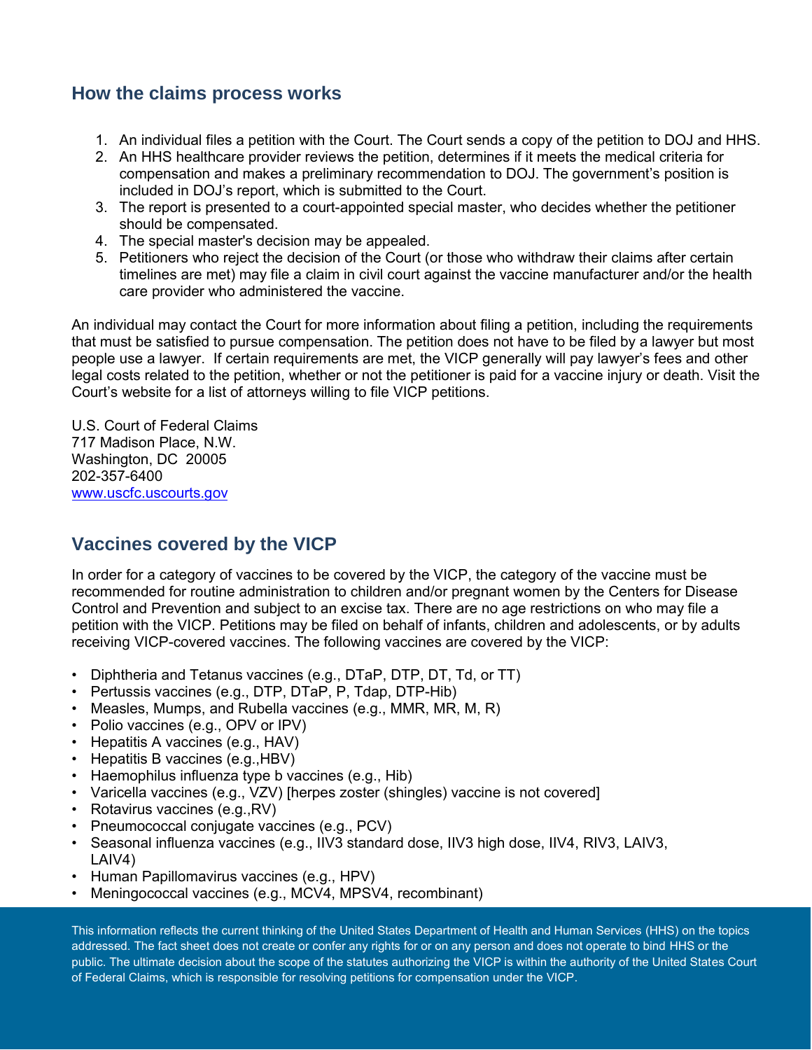## How the claims process works

1. An individual files a petition with the Court. The Court sends a copy of the petition to DOJ and HHS.
2. An HHS healthcare provider reviews the petition, determines if it meets the medical criteria for compensation and makes a preliminary recommendation to DOJ. The government's position is included in DOJ's report, which is submitted to the Court.
3. The report is presented to a court-appointed special master, who decides whether the petitioner should be compensated.
4. The special master's decision may be appealed.
5. Petitioners who reject the decision of the Court (or those who withdraw their claims after certain timelines are met) may file a claim in civil court against the vaccine manufacturer and/or the health care provider who administered the vaccine.

An individual may contact the Court for more information about filing a petition, including the requirements that must be satisfied to pursue compensation. The petition does not have to be filed by a lawyer but most people use a lawyer. If certain requirements are met, the VICP generally will pay lawyer's fees and other legal costs related to the petition, whether or not the petitioner is paid for a vaccine injury or death. Visit the Court's website for a list of attorneys willing to file VICP petitions.

U.S. Court of Federal Claims
717 Madison Place, N.W.
Washington, DC 20005
202-357-6400
[www.uscfc.uscourts.gov](http://www.uscfc.uscourts.gov)

## Vaccines covered by the VICP

In order for a category of vaccines to be covered by the VICP, the category of the vaccine must be recommended for routine administration to children and/or pregnant women by the Centers for Disease Control and Prevention and subject to an excise tax. There are no age restrictions on who may file a petition with the VICP. Petitions may be filed on behalf of infants, children and adolescents, or by adults receiving VICP-covered vaccines. The following vaccines are covered by the VICP:

- Diphtheria and Tetanus vaccines (e.g., DTaP, DTP, DT, Td, or TT)
- Pertussis vaccines (e.g., DTP, DTaP, P, Tdap, DTP-Hib)
- Measles, Mumps, and Rubella vaccines (e.g., MMR, MR, M, R)
- Polio vaccines (e.g., OPV or IPV)
- Hepatitis A vaccines (e.g., HAV)
- Hepatitis B vaccines (e.g.,HBV)
- Haemophilus influenza type b vaccines (e.g., Hib)
- Varicella vaccines (e.g., VZV) [herpes zoster (shingles) vaccine is not covered]
- Rotavirus vaccines (e.g.,RV)
- Pneumococcal conjugate vaccines (e.g., PCV)
- Seasonal influenza vaccines (e.g., IIV3 standard dose, IIV3 high dose, IIV4, RIV3, LAIV3, LAIV4)
- Human Papillomavirus vaccines (e.g., HPV)
- Meningococcal vaccines (e.g., MCV4, MPSV4, recombinant)

This information reflects the current thinking of the United States Department of Health and Human Services (HHS) on the topics addressed. The fact sheet does not create or confer any rights for or on any person and does not operate to bind HHS or the public. The ultimate decision about the scope of the statutes authorizing the VICP is within the authority of the United States Court of Federal Claims, which is responsible for resolving petitions for compensation under the VICP.